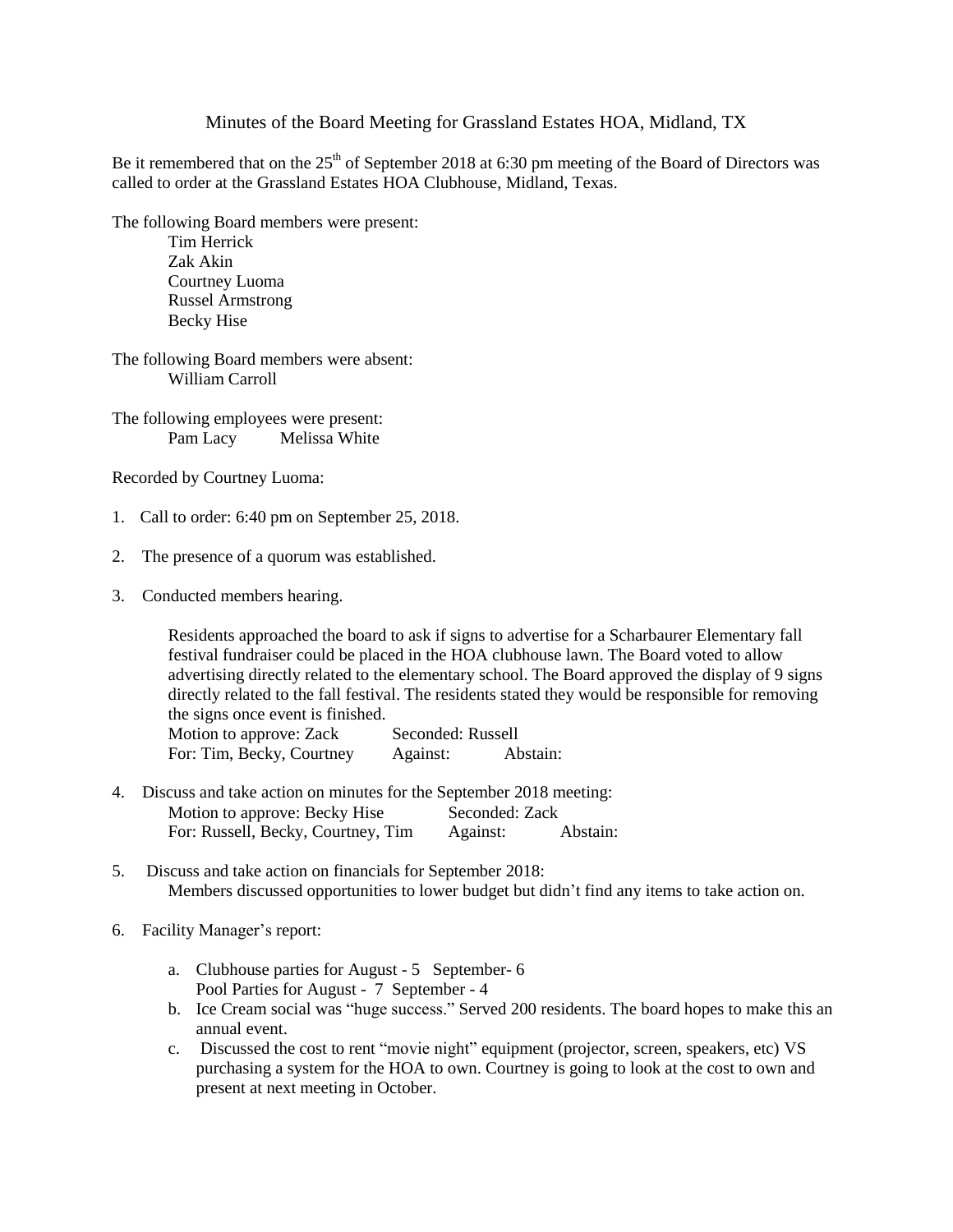# Minutes of the Board Meeting for Grassland Estates HOA, Midland, TX

Be it remembered that on the 25th of September 2018 at 6:30 pm meeting of the Board of Directors was called to order at the Grassland Estates HOA Clubhouse, Midland, Texas.

The following Board members were present:

Tim Herrick
Zak Akin
Courtney Luoma
Russel Armstrong
Becky Hise

The following Board members were absent:

William Carroll

The following employees were present:

Pam Lacy   Melissa White

Recorded by Courtney Luoma:

1. Call to order: 6:40 pm on September 25, 2018.

2. The presence of a quorum was established.

3. Conducted members hearing.

   Residents approached the board to ask if signs to advertise for a Scharbaurer Elementary fall festival fundraiser could be placed in the HOA clubhouse lawn. The Board voted to allow advertising directly related to the elementary school. The Board approved the display of 9 signs directly related to the fall festival. The residents stated they would be responsible for removing the signs once event is finished.
   Motion to approve: Zack   Seconded: Russell
   For: Tim, Becky, Courtney   Against:   Abstain:

4. Discuss and take action on minutes for the September 2018 meeting:
   Motion to approve: Becky Hise   Seconded: Zack
   For: Russell, Becky, Courtney, Tim   Against:   Abstain:

5. Discuss and take action on financials for September 2018:
   Members discussed opportunities to lower budget but didn't find any items to take action on.

6. Facility Manager's report:

   a. Clubhouse parties for August - 5 September- 6
      Pool Parties for August - 7 September - 4
   b. Ice Cream social was "huge success." Served 200 residents. The board hopes to make this an annual event.
   c. Discussed the cost to rent "movie night" equipment (projector, screen, speakers, etc) VS purchasing a system for the HOA to own. Courtney is going to look at the cost to own and present at next meeting in October.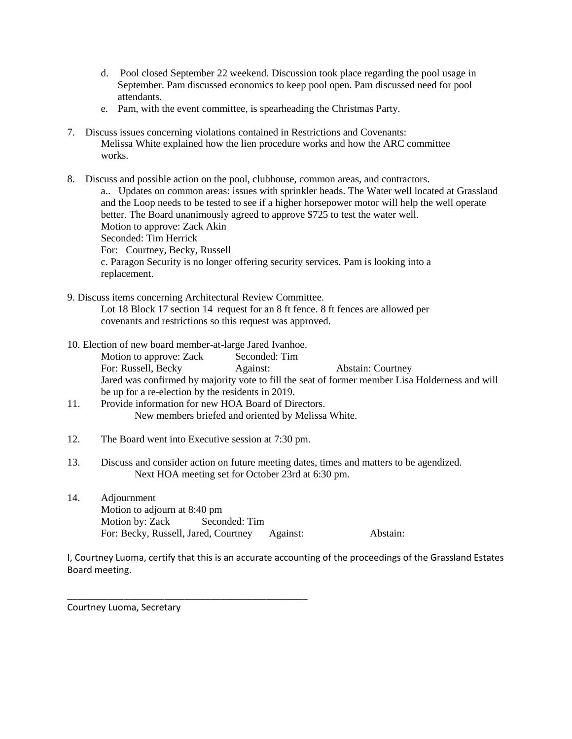d. Pool closed September 22 weekend. Discussion took place regarding the pool usage in September. Pam discussed economics to keep pool open. Pam discussed need for pool attendants.

e. Pam, with the event committee, is spearheading the Christmas Party.

7. Discuss issues concerning violations contained in Restrictions and Covenants:
   Melissa White explained how the lien procedure works and how the ARC committee works.

8. Discuss and possible action on the pool, clubhouse, common areas, and contractors.
   a.. Updates on common areas: issues with sprinkler heads. The Water well located at Grassland and the Loop needs to be tested to see if a higher horsepower motor will help the well operate better. The Board unanimously agreed to approve $725 to test the water well.
   Motion to approve: Zack Akin
   Seconded: Tim Herrick
   For: Courtney, Becky, Russell
   c. Paragon Security is no longer offering security services. Pam is looking into a replacement.

9. Discuss items concerning Architectural Review Committee.
   Lot 18 Block 17 section 14 request for an 8 ft fence. 8 ft fences are allowed per covenants and restrictions so this request was approved.

10. Election of new board member-at-large Jared Ivanhoe.
    Motion to approve: Zack Seconded: Tim
    For: Russell, Becky Against: Abstain: Courtney
    Jared was confirmed by majority vote to fill the seat of former member Lisa Holderness and will be up for a re-election by the residents in 2019.

11. Provide information for new HOA Board of Directors.
    New members briefed and oriented by Melissa White.

12. The Board went into Executive session at 7:30 pm.

13. Discuss and consider action on future meeting dates, times and matters to be agendized.
    Next HOA meeting set for October 23rd at 6:30 pm.

14. Adjournment
    Motion to adjourn at 8:40 pm
    Motion by: Zack Seconded: Tim
    For: Becky, Russell, Jared, Courtney Against: Abstain:

I, Courtney Luoma, certify that this is an accurate accounting of the proceedings of the Grassland Estates Board meeting.

\_\_\_\_\_\_\_\_\_\_\_\_\_\_\_\_\_\_\_\_\_\_\_\_\_\_\_\_\_\_\_\_\_\_\_\_\_\_\_\_\_\_\_\_

Courtney Luoma, Secretary